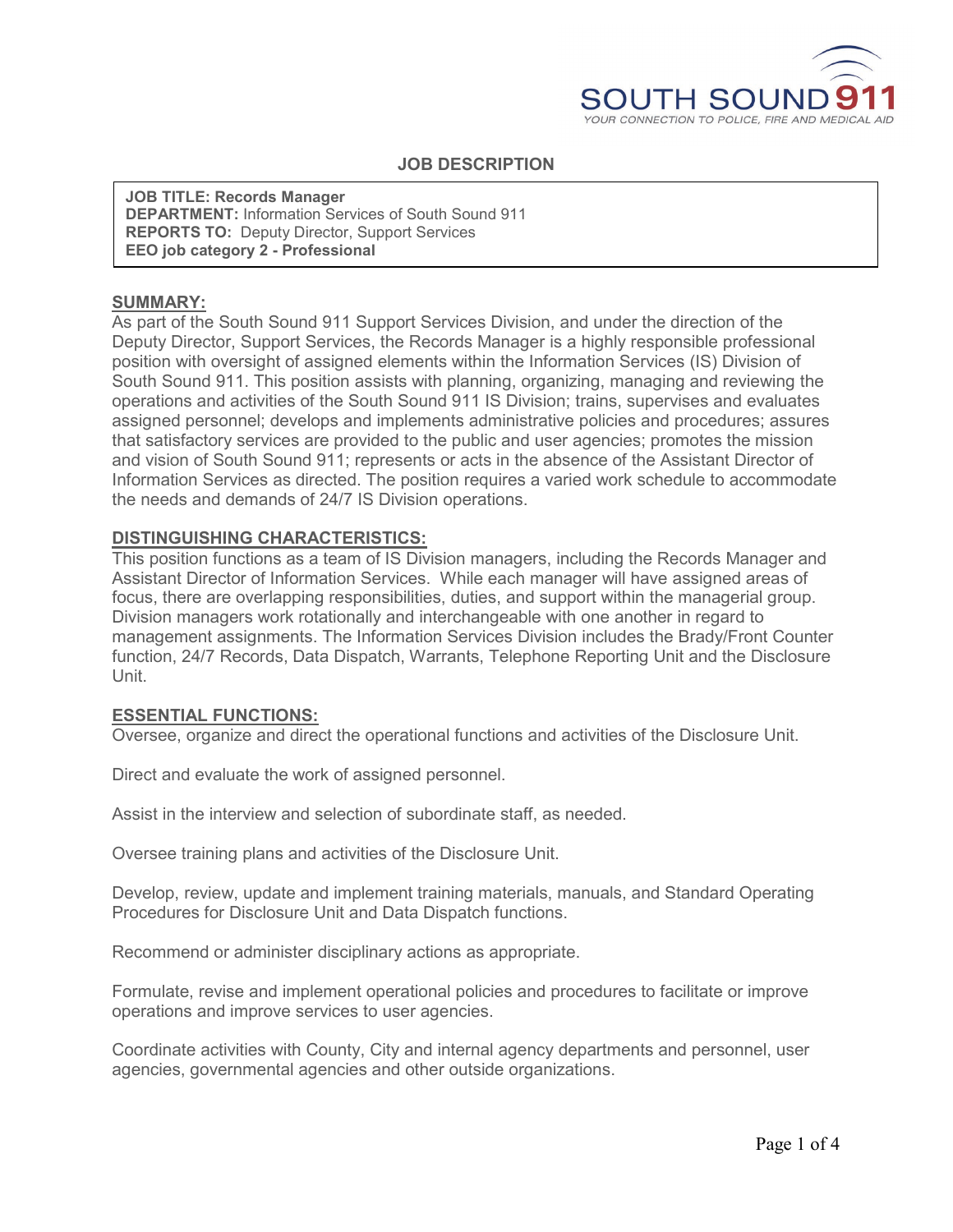SOUTH SOUND 911

YOUR CONNECTION TO POLICE, FIRE AND MEDICAL AID

# JOB DESCRIPTION

**JOB TITLE: Records Manager**
**DEPARTMENT:** Information Services of South Sound 911
**REPORTS TO:** Deputy Director, Support Services
**EEO job category 2 - Professional**

## SUMMARY:

As part of the South Sound 911 Support Services Division, and under the direction of the Deputy Director, Support Services, the Records Manager is a highly responsible professional position with oversight of assigned elements within the Information Services (IS) Division of South Sound 911. This position assists with planning, organizing, managing and reviewing the operations and activities of the South Sound 911 IS Division; trains, supervises and evaluates assigned personnel; develops and implements administrative policies and procedures; assures that satisfactory services are provided to the public and user agencies; promotes the mission and vision of South Sound 911; represents or acts in the absence of the Assistant Director of Information Services as directed. The position requires a varied work schedule to accommodate the needs and demands of 24/7 IS Division operations.

## DISTINGUISHING CHARACTERISTICS:

This position functions as a team of IS Division managers, including the Records Manager and Assistant Director of Information Services. While each manager will have assigned areas of focus, there are overlapping responsibilities, duties, and support within the managerial group. Division managers work rotationally and interchangeable with one another in regard to management assignments. The Information Services Division includes the Brady/Front Counter function, 24/7 Records, Data Dispatch, Warrants, Telephone Reporting Unit and the Disclosure Unit.

## ESSENTIAL FUNCTIONS:

Oversee, organize and direct the operational functions and activities of the Disclosure Unit.

Direct and evaluate the work of assigned personnel.

Assist in the interview and selection of subordinate staff, as needed.

Oversee training plans and activities of the Disclosure Unit.

Develop, review, update and implement training materials, manuals, and Standard Operating Procedures for Disclosure Unit and Data Dispatch functions.

Recommend or administer disciplinary actions as appropriate.

Formulate, revise and implement operational policies and procedures to facilitate or improve operations and improve services to user agencies.

Coordinate activities with County, City and internal agency departments and personnel, user agencies, governmental agencies and other outside organizations.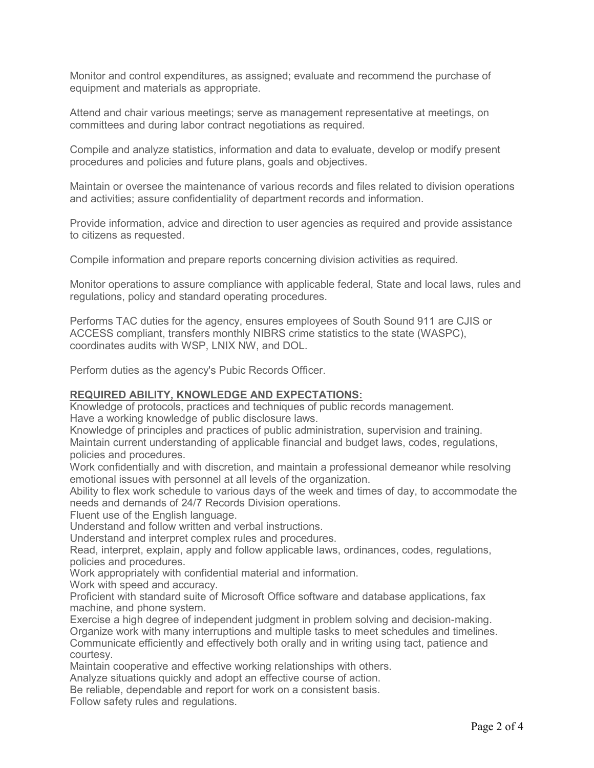Monitor and control expenditures, as assigned; evaluate and recommend the purchase of equipment and materials as appropriate.

Attend and chair various meetings; serve as management representative at meetings, on committees and during labor contract negotiations as required.

Compile and analyze statistics, information and data to evaluate, develop or modify present procedures and policies and future plans, goals and objectives.

Maintain or oversee the maintenance of various records and files related to division operations and activities; assure confidentiality of department records and information.

Provide information, advice and direction to user agencies as required and provide assistance to citizens as requested.

Compile information and prepare reports concerning division activities as required.

Monitor operations to assure compliance with applicable federal, State and local laws, rules and regulations, policy and standard operating procedures.

Performs TAC duties for the agency, ensures employees of South Sound 911 are CJIS or ACCESS compliant, transfers monthly NIBRS crime statistics to the state (WASPC), coordinates audits with WSP, LNIX NW, and DOL.

Perform duties as the agency's Pubic Records Officer.

**REQUIRED ABILITY, KNOWLEDGE AND EXPECTATIONS:**

Knowledge of protocols, practices and techniques of public records management.
Have a working knowledge of public disclosure laws.
Knowledge of principles and practices of public administration, supervision and training.
Maintain current understanding of applicable financial and budget laws, codes, regulations, policies and procedures.
Work confidentially and with discretion, and maintain a professional demeanor while resolving emotional issues with personnel at all levels of the organization.
Ability to flex work schedule to various days of the week and times of day, to accommodate the needs and demands of 24/7 Records Division operations.
Fluent use of the English language.
Understand and follow written and verbal instructions.
Understand and interpret complex rules and procedures.
Read, interpret, explain, apply and follow applicable laws, ordinances, codes, regulations, policies and procedures.
Work appropriately with confidential material and information.
Work with speed and accuracy.
Proficient with standard suite of Microsoft Office software and database applications, fax machine, and phone system.
Exercise a high degree of independent judgment in problem solving and decision-making.
Organize work with many interruptions and multiple tasks to meet schedules and timelines.
Communicate efficiently and effectively both orally and in writing using tact, patience and courtesy.
Maintain cooperative and effective working relationships with others.
Analyze situations quickly and adopt an effective course of action.
Be reliable, dependable and report for work on a consistent basis.
Follow safety rules and regulations.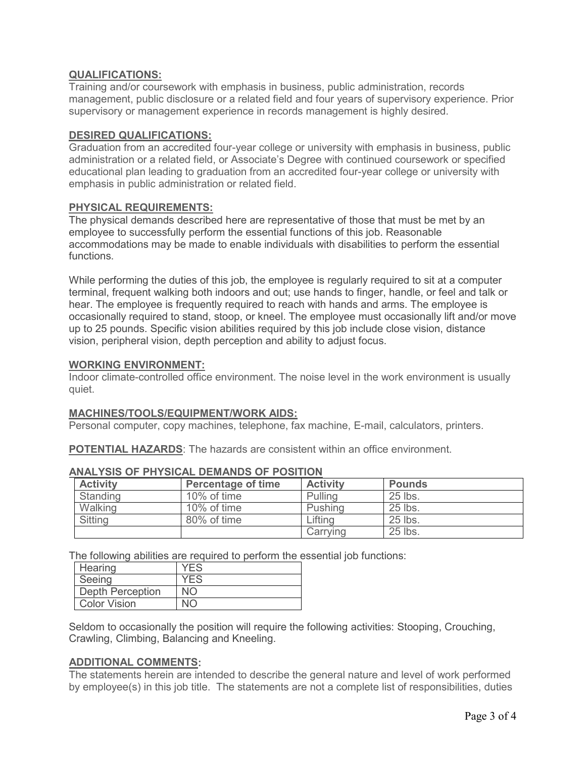**QUALIFICATIONS:**

Training and/or coursework with emphasis in business, public administration, records management, public disclosure or a related field and four years of supervisory experience. Prior supervisory or management experience in records management is highly desired.

**DESIRED QUALIFICATIONS:**

Graduation from an accredited four-year college or university with emphasis in business, public administration or a related field, or Associate's Degree with continued coursework or specified educational plan leading to graduation from an accredited four-year college or university with emphasis in public administration or related field.

**PHYSICAL REQUIREMENTS:**

The physical demands described here are representative of those that must be met by an employee to successfully perform the essential functions of this job. Reasonable accommodations may be made to enable individuals with disabilities to perform the essential functions.

While performing the duties of this job, the employee is regularly required to sit at a computer terminal, frequent walking both indoors and out; use hands to finger, handle, or feel and talk or hear. The employee is frequently required to reach with hands and arms. The employee is occasionally required to stand, stoop, or kneel. The employee must occasionally lift and/or move up to 25 pounds. Specific vision abilities required by this job include close vision, distance vision, peripheral vision, depth perception and ability to adjust focus.

**WORKING ENVIRONMENT:**

Indoor climate-controlled office environment. The noise level in the work environment is usually quiet.

**MACHINES/TOOLS/EQUIPMENT/WORK AIDS:**

Personal computer, copy machines, telephone, fax machine, E-mail, calculators, printers.

**POTENTIAL HAZARDS**: The hazards are consistent within an office environment.

**ANALYSIS OF PHYSICAL DEMANDS OF POSITION**

| Activity | Percentage of time | Activity | Pounds |
|---|---|---|---|
| Standing | 10% of time | Pulling | 25 lbs. |
| Walking | 10% of time | Pushing | 25 lbs. |
| Sitting | 80% of time | Lifting | 25 lbs. |
| | | Carrying | 25 lbs. |

The following abilities are required to perform the essential job functions:

| | |
|---|---|
| Hearing | YES |
| Seeing | YES |
| Depth Perception | NO |
| Color Vision | NO |

Seldom to occasionally the position will require the following activities: Stooping, Crouching, Crawling, Climbing, Balancing and Kneeling.

**ADDITIONAL COMMENTS:**

The statements herein are intended to describe the general nature and level of work performed by employee(s) in this job title. The statements are not a complete list of responsibilities, duties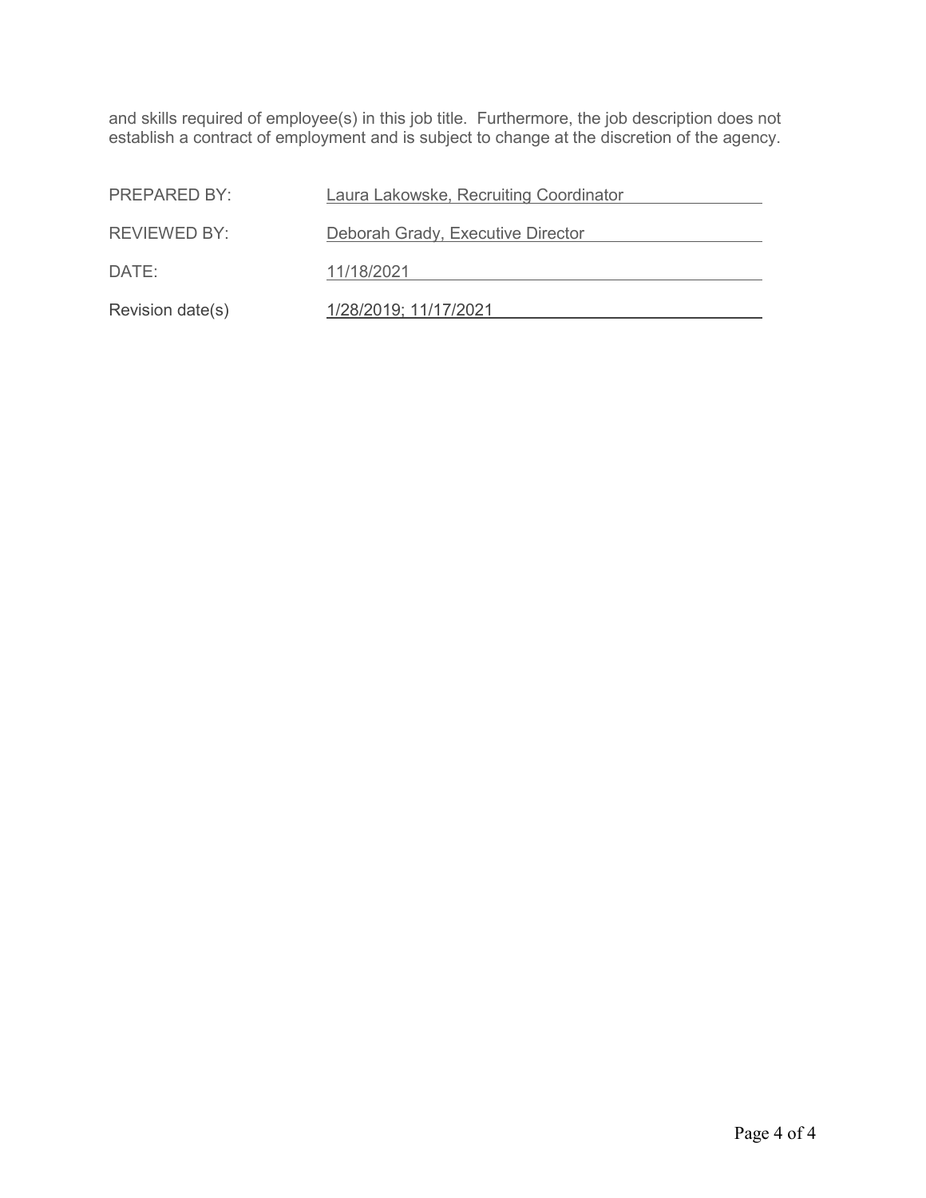and skills required of employee(s) in this job title. Furthermore, the job description does not establish a contract of employment and is subject to change at the discretion of the agency.

| | |
|---|---|
| PREPARED BY: | Laura Lakowske, Recruiting Coordinator |
| REVIEWED BY: | Deborah Grady, Executive Director |
| DATE: | 11/18/2021 |
| Revision date(s) | 1/28/2019; 11/17/2021 |